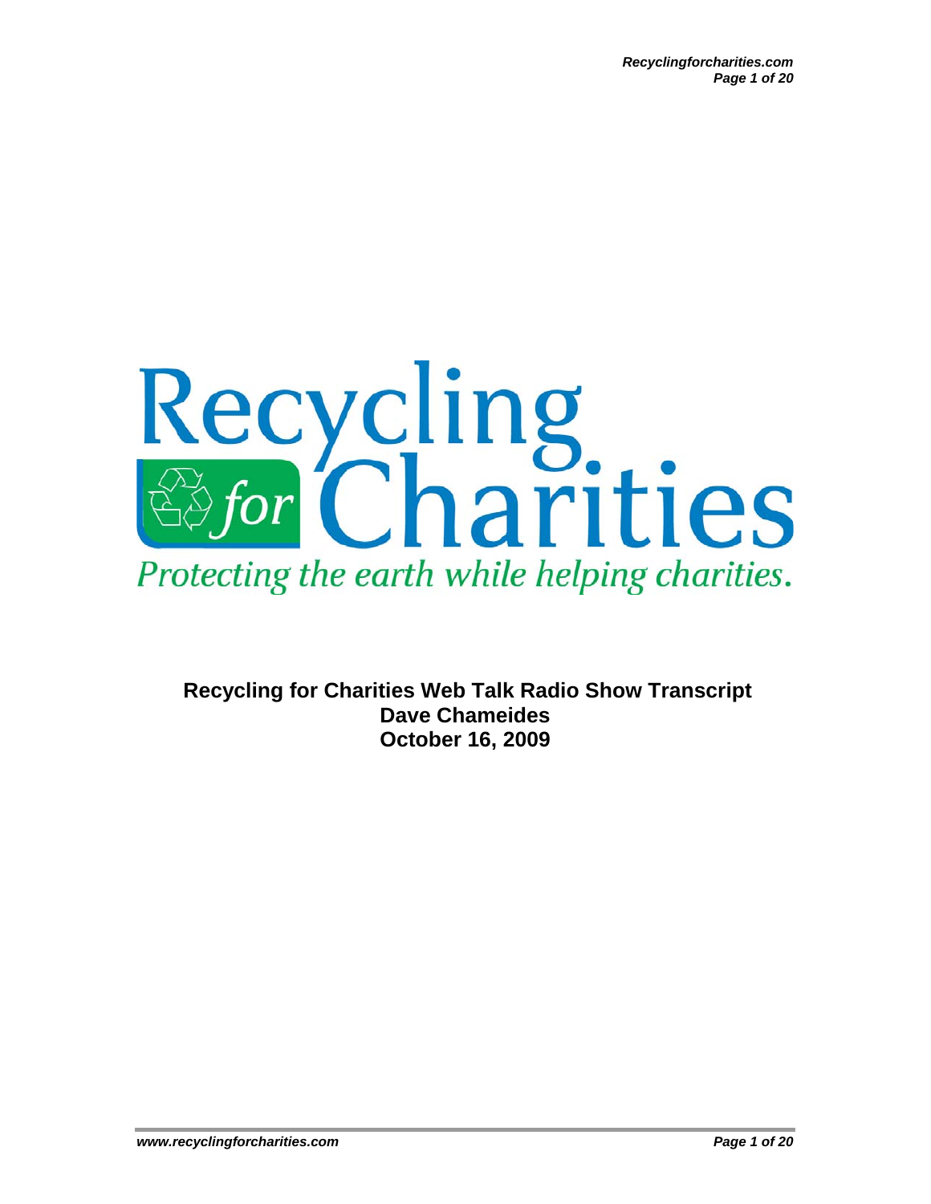# Recycling for Charities

*Protecting the earth while helping charities.*

**Recycling for Charities Web Talk Radio Show Transcript**
**Dave Chameides**
**October 16, 2009**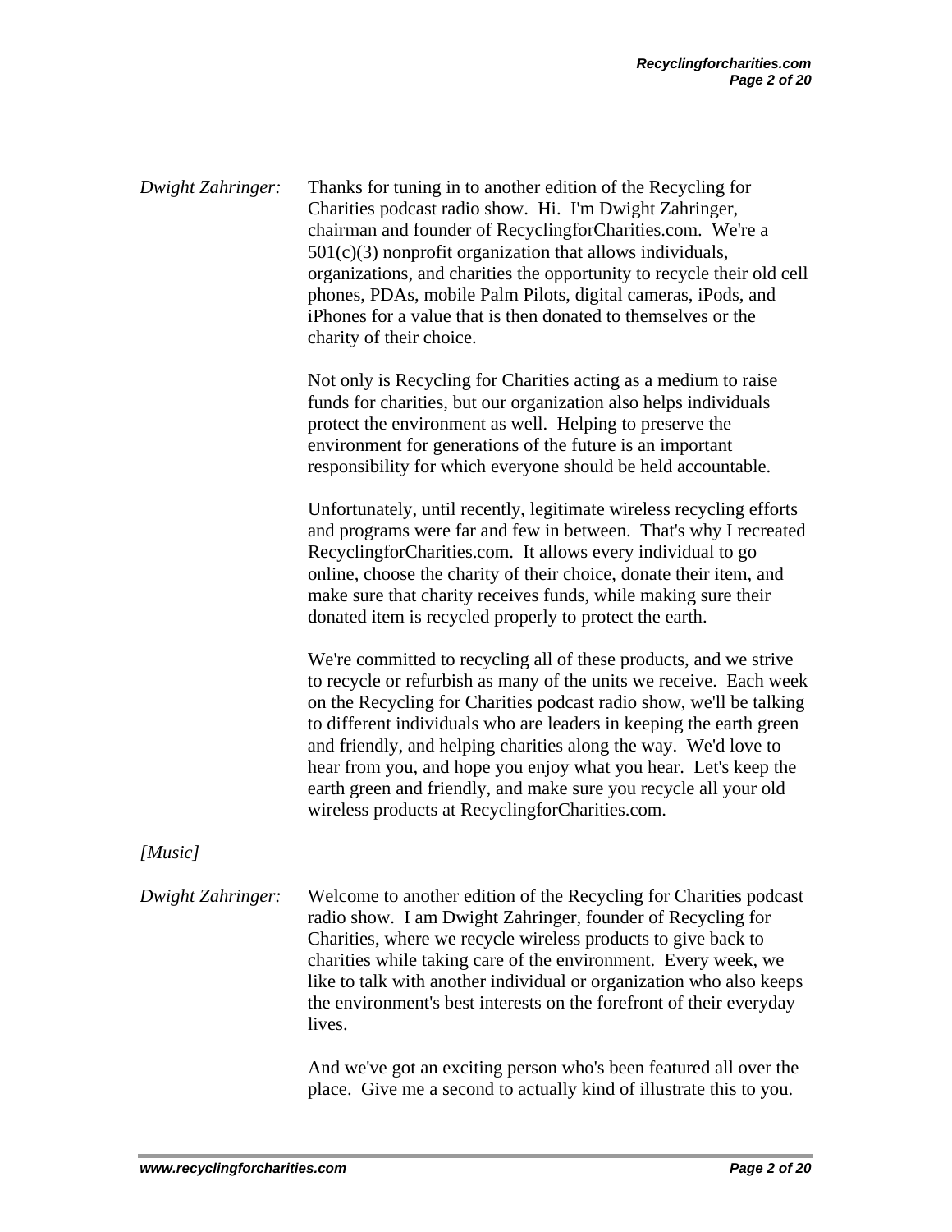*Dwight Zahringer:* Thanks for tuning in to another edition of the Recycling for Charities podcast radio show. Hi. I'm Dwight Zahringer, chairman and founder of RecyclingforCharities.com. We're a 501(c)(3) nonprofit organization that allows individuals, organizations, and charities the opportunity to recycle their old cell phones, PDAs, mobile Palm Pilots, digital cameras, iPods, and iPhones for a value that is then donated to themselves or the charity of their choice.

Not only is Recycling for Charities acting as a medium to raise funds for charities, but our organization also helps individuals protect the environment as well. Helping to preserve the environment for generations of the future is an important responsibility for which everyone should be held accountable.

Unfortunately, until recently, legitimate wireless recycling efforts and programs were far and few in between. That's why I recreated RecyclingforCharities.com. It allows every individual to go online, choose the charity of their choice, donate their item, and make sure that charity receives funds, while making sure their donated item is recycled properly to protect the earth.

We're committed to recycling all of these products, and we strive to recycle or refurbish as many of the units we receive. Each week on the Recycling for Charities podcast radio show, we'll be talking to different individuals who are leaders in keeping the earth green and friendly, and helping charities along the way. We'd love to hear from you, and hope you enjoy what you hear. Let's keep the earth green and friendly, and make sure you recycle all your old wireless products at RecyclingforCharities.com.

*[Music]*

*Dwight Zahringer:* Welcome to another edition of the Recycling for Charities podcast radio show. I am Dwight Zahringer, founder of Recycling for Charities, where we recycle wireless products to give back to charities while taking care of the environment. Every week, we like to talk with another individual or organization who also keeps the environment's best interests on the forefront of their everyday lives.

And we've got an exciting person who's been featured all over the place. Give me a second to actually kind of illustrate this to you.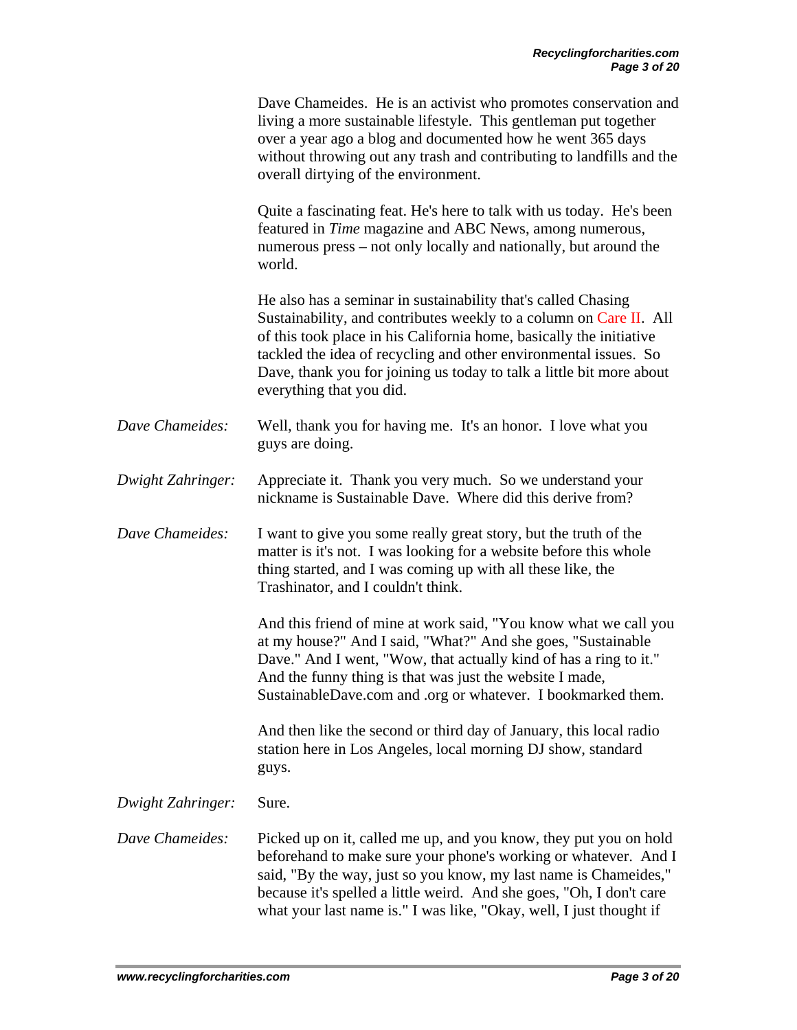Dave Chameides. He is an activist who promotes conservation and living a more sustainable lifestyle. This gentleman put together over a year ago a blog and documented how he went 365 days without throwing out any trash and contributing to landfills and the overall dirtying of the environment.

Quite a fascinating feat. He's here to talk with us today. He's been featured in *Time* magazine and ABC News, among numerous, numerous press – not only locally and nationally, but around the world.

He also has a seminar in sustainability that's called Chasing Sustainability, and contributes weekly to a column on Care II. All of this took place in his California home, basically the initiative tackled the idea of recycling and other environmental issues. So Dave, thank you for joining us today to talk a little bit more about everything that you did.

*Dave Chameides:* Well, thank you for having me. It's an honor. I love what you guys are doing.

*Dwight Zahringer:* Appreciate it. Thank you very much. So we understand your nickname is Sustainable Dave. Where did this derive from?

*Dave Chameides:* I want to give you some really great story, but the truth of the matter is it's not. I was looking for a website before this whole thing started, and I was coming up with all these like, the Trashinator, and I couldn't think.

And this friend of mine at work said, "You know what we call you at my house?" And I said, "What?" And she goes, "Sustainable Dave." And I went, "Wow, that actually kind of has a ring to it." And the funny thing is that was just the website I made, SustainableDave.com and .org or whatever. I bookmarked them.

And then like the second or third day of January, this local radio station here in Los Angeles, local morning DJ show, standard guys.

*Dwight Zahringer:* Sure.

*Dave Chameides:* Picked up on it, called me up, and you know, they put you on hold beforehand to make sure your phone's working or whatever. And I said, "By the way, just so you know, my last name is Chameides," because it's spelled a little weird. And she goes, "Oh, I don't care what your last name is." I was like, "Okay, well, I just thought if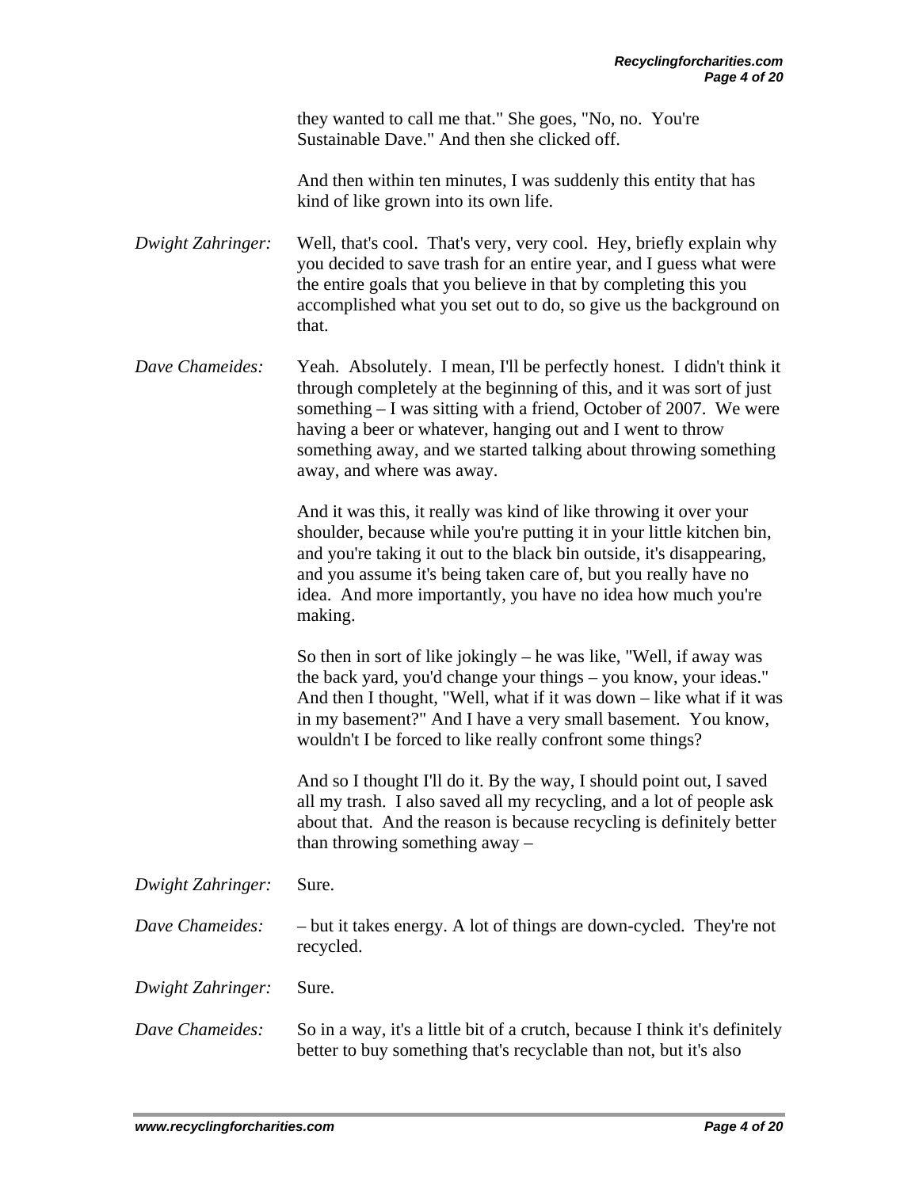they wanted to call me that." She goes, "No, no. You're Sustainable Dave." And then she clicked off.

And then within ten minutes, I was suddenly this entity that has kind of like grown into its own life.

*Dwight Zahringer:* Well, that's cool. That's very, very cool. Hey, briefly explain why you decided to save trash for an entire year, and I guess what were the entire goals that you believe in that by completing this you accomplished what you set out to do, so give us the background on that.

*Dave Chameides:* Yeah. Absolutely. I mean, I'll be perfectly honest. I didn't think it through completely at the beginning of this, and it was sort of just something – I was sitting with a friend, October of 2007. We were having a beer or whatever, hanging out and I went to throw something away, and we started talking about throwing something away, and where was away.

And it was this, it really was kind of like throwing it over your shoulder, because while you're putting it in your little kitchen bin, and you're taking it out to the black bin outside, it's disappearing, and you assume it's being taken care of, but you really have no idea. And more importantly, you have no idea how much you're making.

So then in sort of like jokingly – he was like, "Well, if away was the back yard, you'd change your things – you know, your ideas." And then I thought, "Well, what if it was down – like what if it was in my basement?" And I have a very small basement. You know, wouldn't I be forced to like really confront some things?

And so I thought I'll do it. By the way, I should point out, I saved all my trash. I also saved all my recycling, and a lot of people ask about that. And the reason is because recycling is definitely better than throwing something away –

*Dwight Zahringer:* Sure.

*Dave Chameides:* – but it takes energy. A lot of things are down-cycled. They're not recycled.

*Dwight Zahringer:* Sure.

*Dave Chameides:* So in a way, it's a little bit of a crutch, because I think it's definitely better to buy something that's recyclable than not, but it's also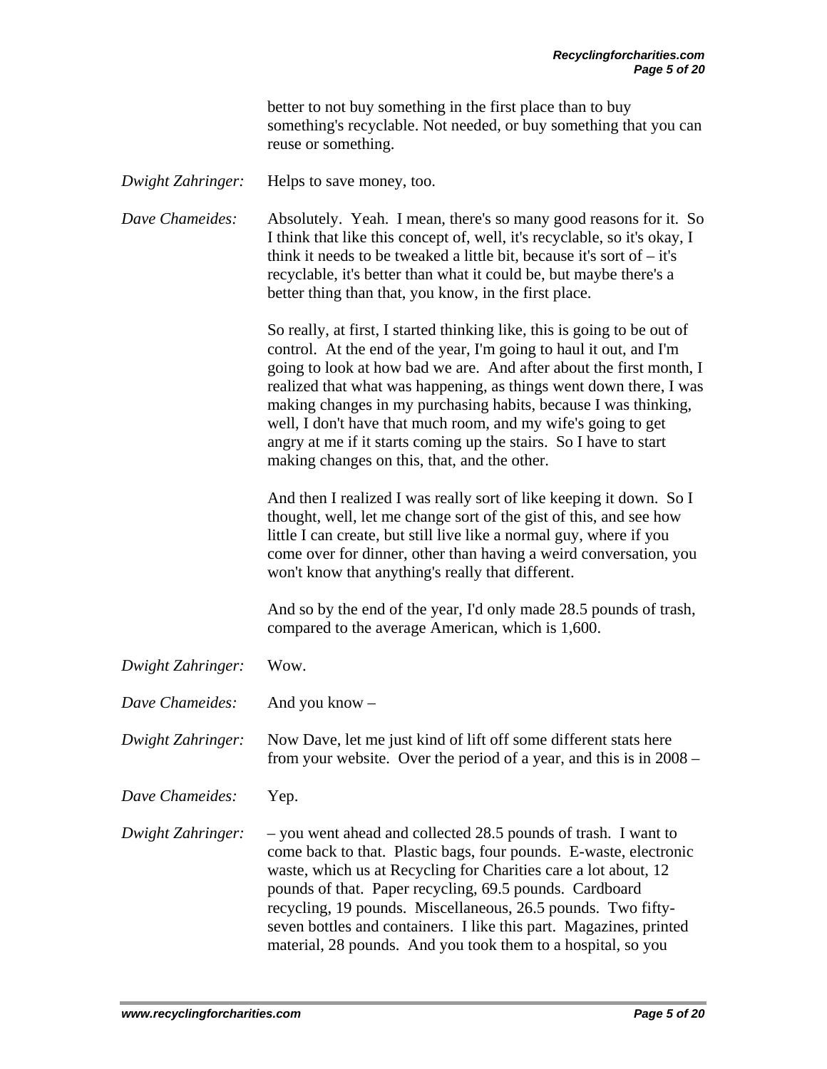better to not buy something in the first place than to buy something's recyclable. Not needed, or buy something that you can reuse or something.

*Dwight Zahringer:* Helps to save money, too.

*Dave Chameides:* Absolutely. Yeah. I mean, there's so many good reasons for it. So I think that like this concept of, well, it's recyclable, so it's okay, I think it needs to be tweaked a little bit, because it's sort of – it's recyclable, it's better than what it could be, but maybe there's a better thing than that, you know, in the first place.

So really, at first, I started thinking like, this is going to be out of control. At the end of the year, I'm going to haul it out, and I'm going to look at how bad we are. And after about the first month, I realized that what was happening, as things went down there, I was making changes in my purchasing habits, because I was thinking, well, I don't have that much room, and my wife's going to get angry at me if it starts coming up the stairs. So I have to start making changes on this, that, and the other.

And then I realized I was really sort of like keeping it down. So I thought, well, let me change sort of the gist of this, and see how little I can create, but still live like a normal guy, where if you come over for dinner, other than having a weird conversation, you won't know that anything's really that different.

And so by the end of the year, I'd only made 28.5 pounds of trash, compared to the average American, which is 1,600.

*Dwight Zahringer:* Wow.

*Dave Chameides:* And you know –

*Dwight Zahringer:* Now Dave, let me just kind of lift off some different stats here from your website. Over the period of a year, and this is in 2008 –

*Dave Chameides:* Yep.

*Dwight Zahringer:* – you went ahead and collected 28.5 pounds of trash. I want to come back to that. Plastic bags, four pounds. E-waste, electronic waste, which us at Recycling for Charities care a lot about, 12 pounds of that. Paper recycling, 69.5 pounds. Cardboard recycling, 19 pounds. Miscellaneous, 26.5 pounds. Two fifty-seven bottles and containers. I like this part. Magazines, printed material, 28 pounds. And you took them to a hospital, so you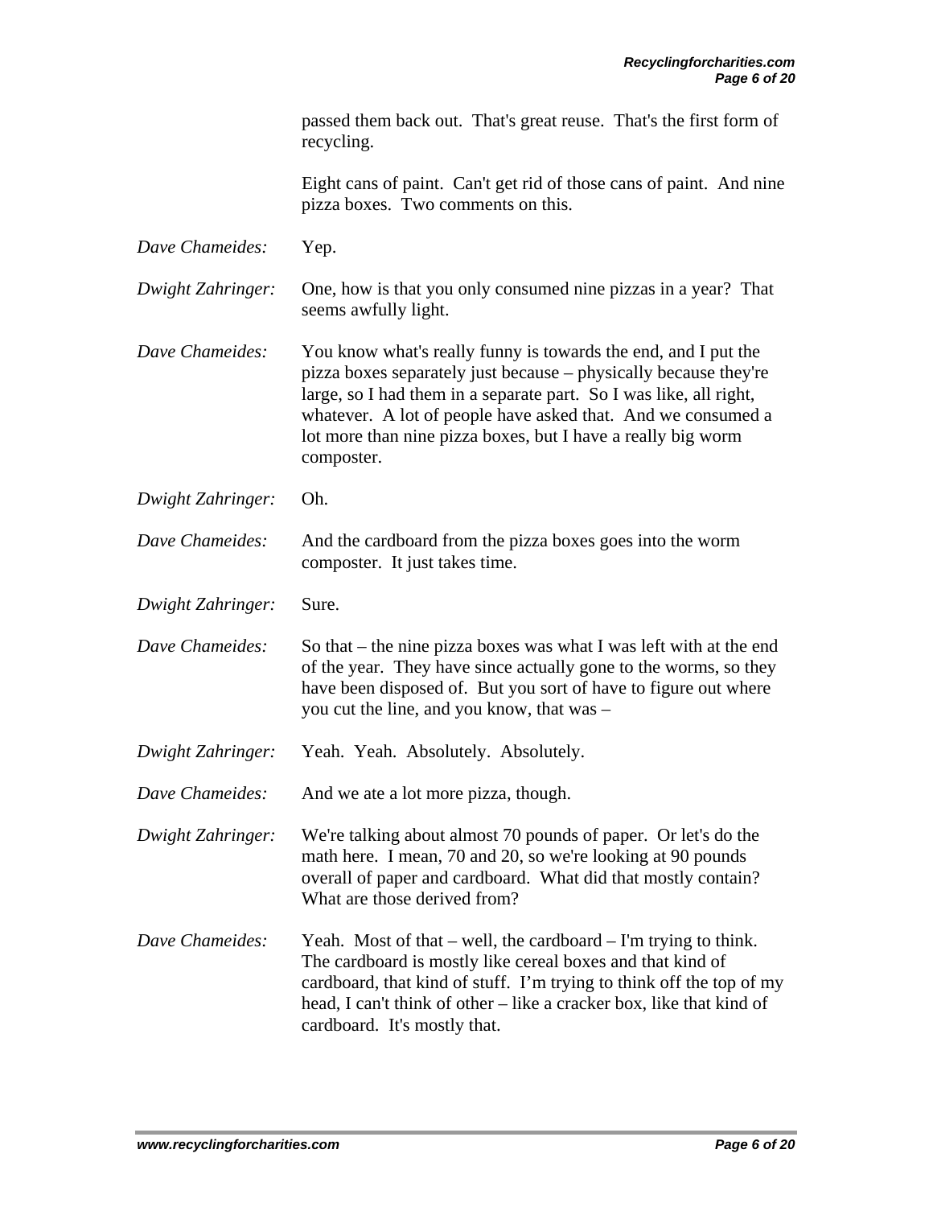passed them back out. That's great reuse. That's the first form of recycling.

Eight cans of paint. Can't get rid of those cans of paint. And nine pizza boxes. Two comments on this.

*Dave Chameides:* Yep.

*Dwight Zahringer:* One, how is that you only consumed nine pizzas in a year? That seems awfully light.

*Dave Chameides:* You know what's really funny is towards the end, and I put the pizza boxes separately just because – physically because they're large, so I had them in a separate part. So I was like, all right, whatever. A lot of people have asked that. And we consumed a lot more than nine pizza boxes, but I have a really big worm composter.

*Dwight Zahringer:* Oh.

*Dave Chameides:* And the cardboard from the pizza boxes goes into the worm composter. It just takes time.

*Dwight Zahringer:* Sure.

*Dave Chameides:* So that – the nine pizza boxes was what I was left with at the end of the year. They have since actually gone to the worms, so they have been disposed of. But you sort of have to figure out where you cut the line, and you know, that was –

*Dwight Zahringer:* Yeah. Yeah. Absolutely. Absolutely.

*Dave Chameides:* And we ate a lot more pizza, though.

*Dwight Zahringer:* We're talking about almost 70 pounds of paper. Or let's do the math here. I mean, 70 and 20, so we're looking at 90 pounds overall of paper and cardboard. What did that mostly contain? What are those derived from?

*Dave Chameides:* Yeah. Most of that – well, the cardboard – I'm trying to think. The cardboard is mostly like cereal boxes and that kind of cardboard, that kind of stuff. I'm trying to think off the top of my head, I can't think of other – like a cracker box, like that kind of cardboard. It's mostly that.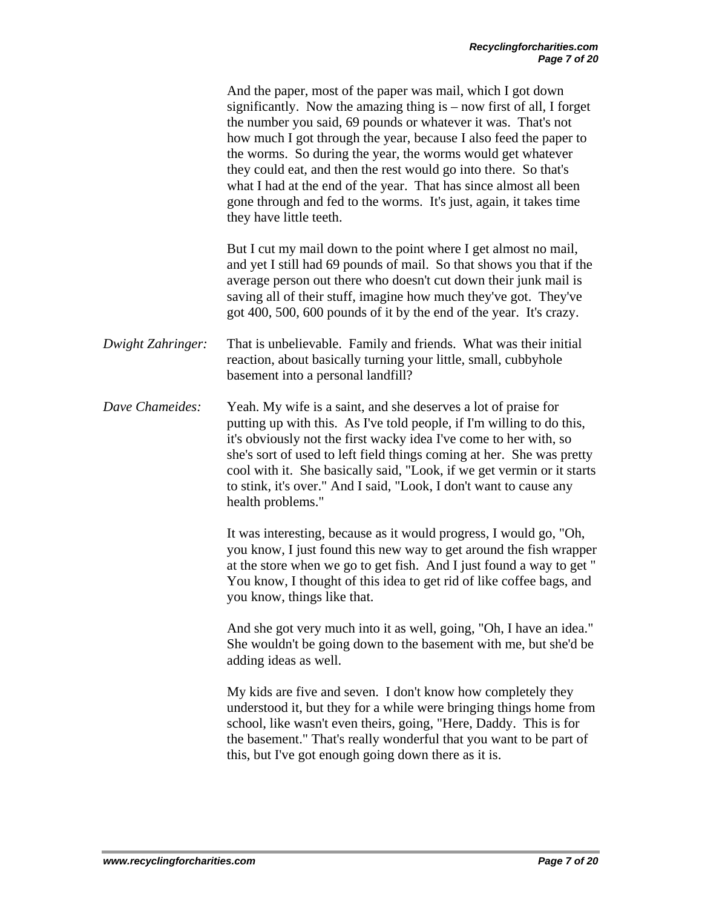And the paper, most of the paper was mail, which I got down significantly. Now the amazing thing is – now first of all, I forget the number you said, 69 pounds or whatever it was. That's not how much I got through the year, because I also feed the paper to the worms. So during the year, the worms would get whatever they could eat, and then the rest would go into there. So that's what I had at the end of the year. That has since almost all been gone through and fed to the worms. It's just, again, it takes time they have little teeth.

But I cut my mail down to the point where I get almost no mail, and yet I still had 69 pounds of mail. So that shows you that if the average person out there who doesn't cut down their junk mail is saving all of their stuff, imagine how much they've got. They've got 400, 500, 600 pounds of it by the end of the year. It's crazy.

*Dwight Zahringer:* That is unbelievable. Family and friends. What was their initial reaction, about basically turning your little, small, cubbyhole basement into a personal landfill?

*Dave Chameides:* Yeah. My wife is a saint, and she deserves a lot of praise for putting up with this. As I've told people, if I'm willing to do this, it's obviously not the first wacky idea I've come to her with, so she's sort of used to left field things coming at her. She was pretty cool with it. She basically said, "Look, if we get vermin or it starts to stink, it's over." And I said, "Look, I don't want to cause any health problems."

It was interesting, because as it would progress, I would go, "Oh, you know, I just found this new way to get around the fish wrapper at the store when we go to get fish. And I just found a way to get " You know, I thought of this idea to get rid of like coffee bags, and you know, things like that.

And she got very much into it as well, going, "Oh, I have an idea." She wouldn't be going down to the basement with me, but she'd be adding ideas as well.

My kids are five and seven. I don't know how completely they understood it, but they for a while were bringing things home from school, like wasn't even theirs, going, "Here, Daddy. This is for the basement." That's really wonderful that you want to be part of this, but I've got enough going down there as it is.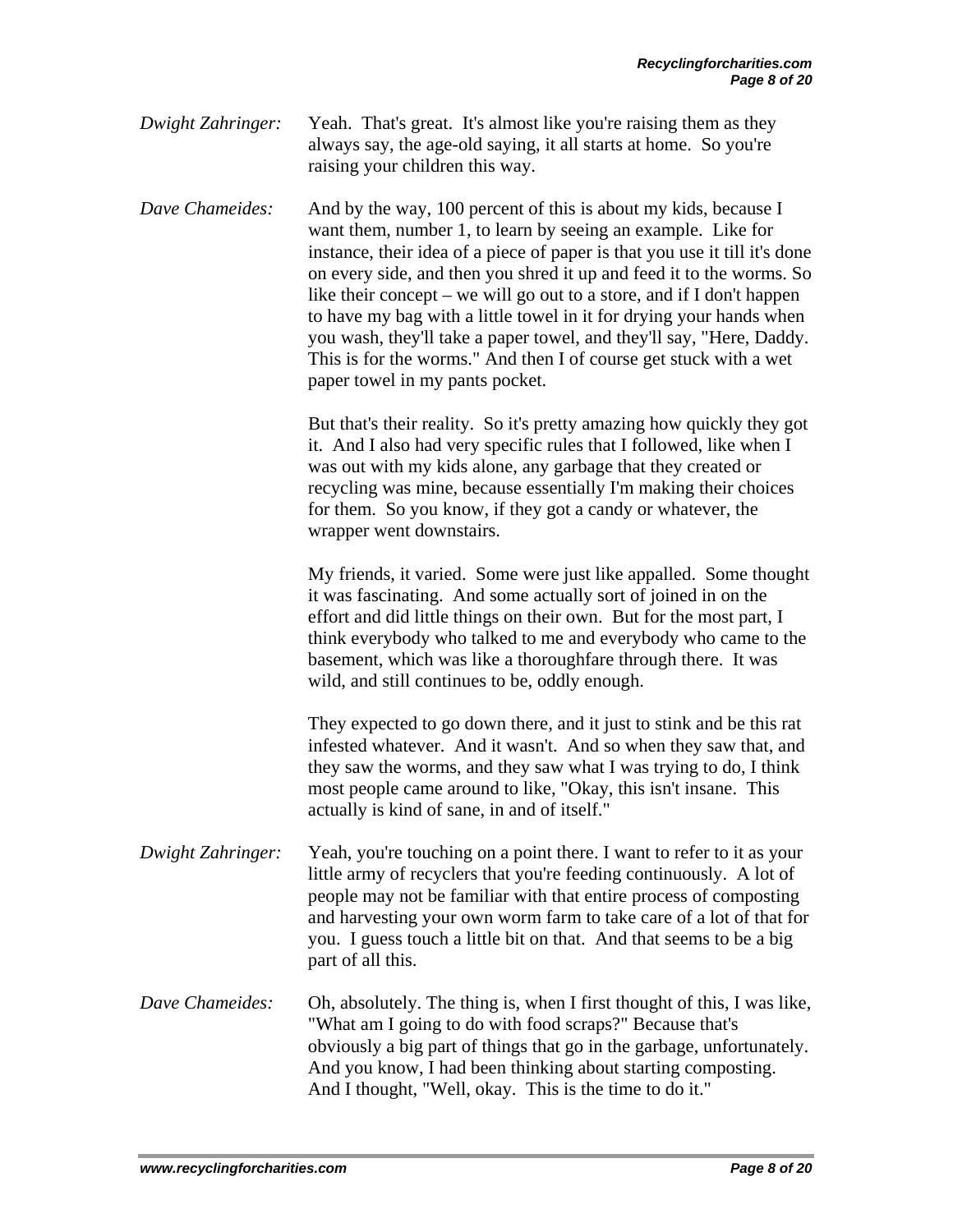*Dwight Zahringer:* Yeah. That's great. It's almost like you're raising them as they always say, the age-old saying, it all starts at home. So you're raising your children this way.

*Dave Chameides:* And by the way, 100 percent of this is about my kids, because I want them, number 1, to learn by seeing an example. Like for instance, their idea of a piece of paper is that you use it till it's done on every side, and then you shred it up and feed it to the worms. So like their concept – we will go out to a store, and if I don't happen to have my bag with a little towel in it for drying your hands when you wash, they'll take a paper towel, and they'll say, "Here, Daddy. This is for the worms." And then I of course get stuck with a wet paper towel in my pants pocket.

But that's their reality. So it's pretty amazing how quickly they got it. And I also had very specific rules that I followed, like when I was out with my kids alone, any garbage that they created or recycling was mine, because essentially I'm making their choices for them. So you know, if they got a candy or whatever, the wrapper went downstairs.

My friends, it varied. Some were just like appalled. Some thought it was fascinating. And some actually sort of joined in on the effort and did little things on their own. But for the most part, I think everybody who talked to me and everybody who came to the basement, which was like a thoroughfare through there. It was wild, and still continues to be, oddly enough.

They expected to go down there, and it just to stink and be this rat infested whatever. And it wasn't. And so when they saw that, and they saw the worms, and they saw what I was trying to do, I think most people came around to like, "Okay, this isn't insane. This actually is kind of sane, in and of itself."

*Dwight Zahringer:* Yeah, you're touching on a point there. I want to refer to it as your little army of recyclers that you're feeding continuously. A lot of people may not be familiar with that entire process of composting and harvesting your own worm farm to take care of a lot of that for you. I guess touch a little bit on that. And that seems to be a big part of all this.

*Dave Chameides:* Oh, absolutely. The thing is, when I first thought of this, I was like, "What am I going to do with food scraps?" Because that's obviously a big part of things that go in the garbage, unfortunately. And you know, I had been thinking about starting composting. And I thought, "Well, okay. This is the time to do it."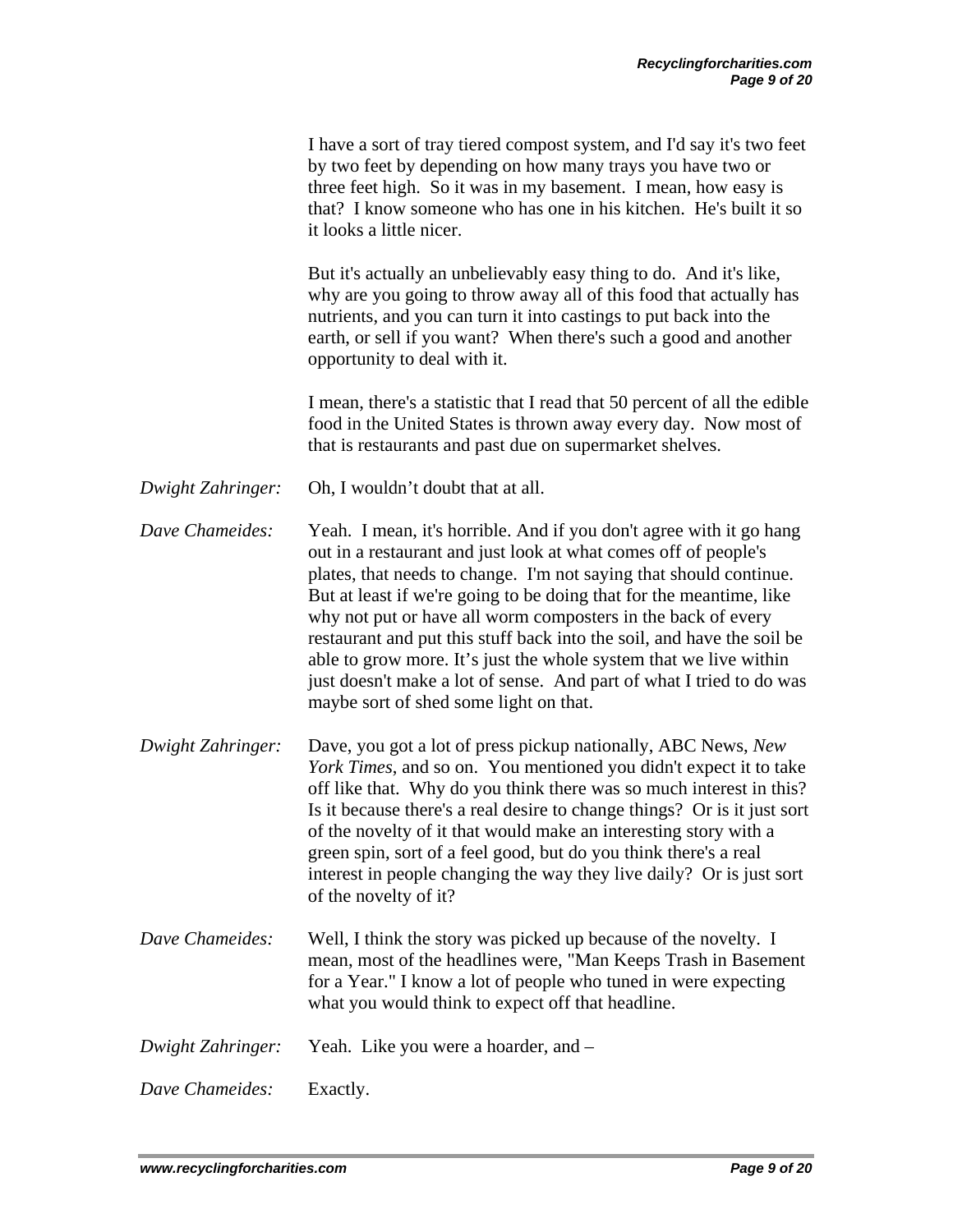I have a sort of tray tiered compost system, and I'd say it's two feet by two feet by depending on how many trays you have two or three feet high. So it was in my basement. I mean, how easy is that? I know someone who has one in his kitchen. He's built it so it looks a little nicer.

But it's actually an unbelievably easy thing to do. And it's like, why are you going to throw away all of this food that actually has nutrients, and you can turn it into castings to put back into the earth, or sell if you want? When there's such a good and another opportunity to deal with it.

I mean, there's a statistic that I read that 50 percent of all the edible food in the United States is thrown away every day. Now most of that is restaurants and past due on supermarket shelves.

*Dwight Zahringer:* Oh, I wouldn't doubt that at all.

*Dave Chameides:* Yeah. I mean, it's horrible. And if you don't agree with it go hang out in a restaurant and just look at what comes off of people's plates, that needs to change. I'm not saying that should continue. But at least if we're going to be doing that for the meantime, like why not put or have all worm composters in the back of every restaurant and put this stuff back into the soil, and have the soil be able to grow more. It's just the whole system that we live within just doesn't make a lot of sense. And part of what I tried to do was maybe sort of shed some light on that.

*Dwight Zahringer:* Dave, you got a lot of press pickup nationally, ABC News, *New York Times*, and so on. You mentioned you didn't expect it to take off like that. Why do you think there was so much interest in this? Is it because there's a real desire to change things? Or is it just sort of the novelty of it that would make an interesting story with a green spin, sort of a feel good, but do you think there's a real interest in people changing the way they live daily? Or is just sort of the novelty of it?

*Dave Chameides:* Well, I think the story was picked up because of the novelty. I mean, most of the headlines were, "Man Keeps Trash in Basement for a Year." I know a lot of people who tuned in were expecting what you would think to expect off that headline.

*Dwight Zahringer:* Yeah. Like you were a hoarder, and –

*Dave Chameides:* Exactly.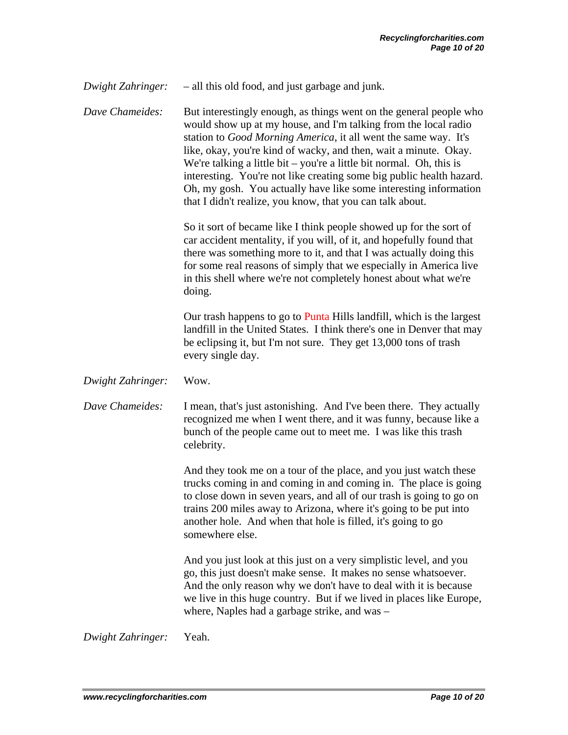*Dwight Zahringer:* – all this old food, and just garbage and junk.

*Dave Chameides:* But interestingly enough, as things went on the general people who would show up at my house, and I'm talking from the local radio station to *Good Morning America*, it all went the same way. It's like, okay, you're kind of wacky, and then, wait a minute. Okay. We're talking a little bit – you're a little bit normal. Oh, this is interesting. You're not like creating some big public health hazard. Oh, my gosh. You actually have like some interesting information that I didn't realize, you know, that you can talk about.

So it sort of became like I think people showed up for the sort of car accident mentality, if you will, of it, and hopefully found that there was something more to it, and that I was actually doing this for some real reasons of simply that we especially in America live in this shell where we're not completely honest about what we're doing.

Our trash happens to go to Punta Hills landfill, which is the largest landfill in the United States. I think there's one in Denver that may be eclipsing it, but I'm not sure. They get 13,000 tons of trash every single day.

*Dwight Zahringer:* Wow.

*Dave Chameides:* I mean, that's just astonishing. And I've been there. They actually recognized me when I went there, and it was funny, because like a bunch of the people came out to meet me. I was like this trash celebrity.

And they took me on a tour of the place, and you just watch these trucks coming in and coming in and coming in. The place is going to close down in seven years, and all of our trash is going to go on trains 200 miles away to Arizona, where it's going to be put into another hole. And when that hole is filled, it's going to go somewhere else.

And you just look at this just on a very simplistic level, and you go, this just doesn't make sense. It makes no sense whatsoever. And the only reason why we don't have to deal with it is because we live in this huge country. But if we lived in places like Europe, where, Naples had a garbage strike, and was –

*Dwight Zahringer:* Yeah.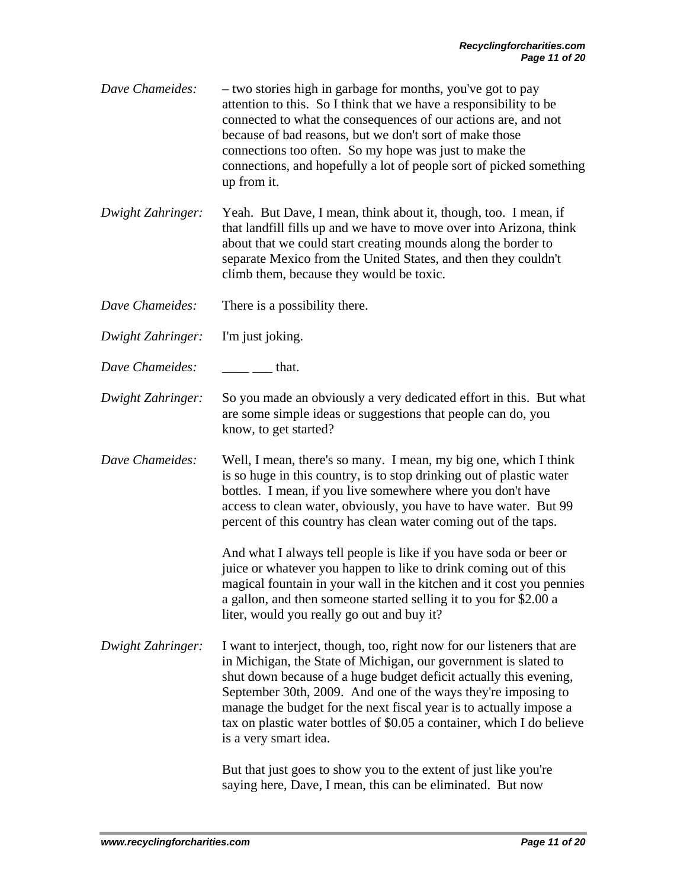*Dave Chameides:* – two stories high in garbage for months, you've got to pay attention to this. So I think that we have a responsibility to be connected to what the consequences of our actions are, and not because of bad reasons, but we don't sort of make those connections too often. So my hope was just to make the connections, and hopefully a lot of people sort of picked something up from it.

*Dwight Zahringer:* Yeah. But Dave, I mean, think about it, though, too. I mean, if that landfill fills up and we have to move over into Arizona, think about that we could start creating mounds along the border to separate Mexico from the United States, and then they couldn't climb them, because they would be toxic.

*Dave Chameides:* There is a possibility there.

*Dwight Zahringer:* I'm just joking.

*Dave Chameides:* ____ ___ that.

*Dwight Zahringer:* So you made an obviously a very dedicated effort in this. But what are some simple ideas or suggestions that people can do, you know, to get started?

*Dave Chameides:* Well, I mean, there's so many. I mean, my big one, which I think is so huge in this country, is to stop drinking out of plastic water bottles. I mean, if you live somewhere where you don't have access to clean water, obviously, you have to have water. But 99 percent of this country has clean water coming out of the taps.

And what I always tell people is like if you have soda or beer or juice or whatever you happen to like to drink coming out of this magical fountain in your wall in the kitchen and it cost you pennies a gallon, and then someone started selling it to you for $2.00 a liter, would you really go out and buy it?

*Dwight Zahringer:* I want to interject, though, too, right now for our listeners that are in Michigan, the State of Michigan, our government is slated to shut down because of a huge budget deficit actually this evening, September 30th, 2009. And one of the ways they're imposing to manage the budget for the next fiscal year is to actually impose a tax on plastic water bottles of $0.05 a container, which I do believe is a very smart idea.

But that just goes to show you to the extent of just like you're saying here, Dave, I mean, this can be eliminated. But now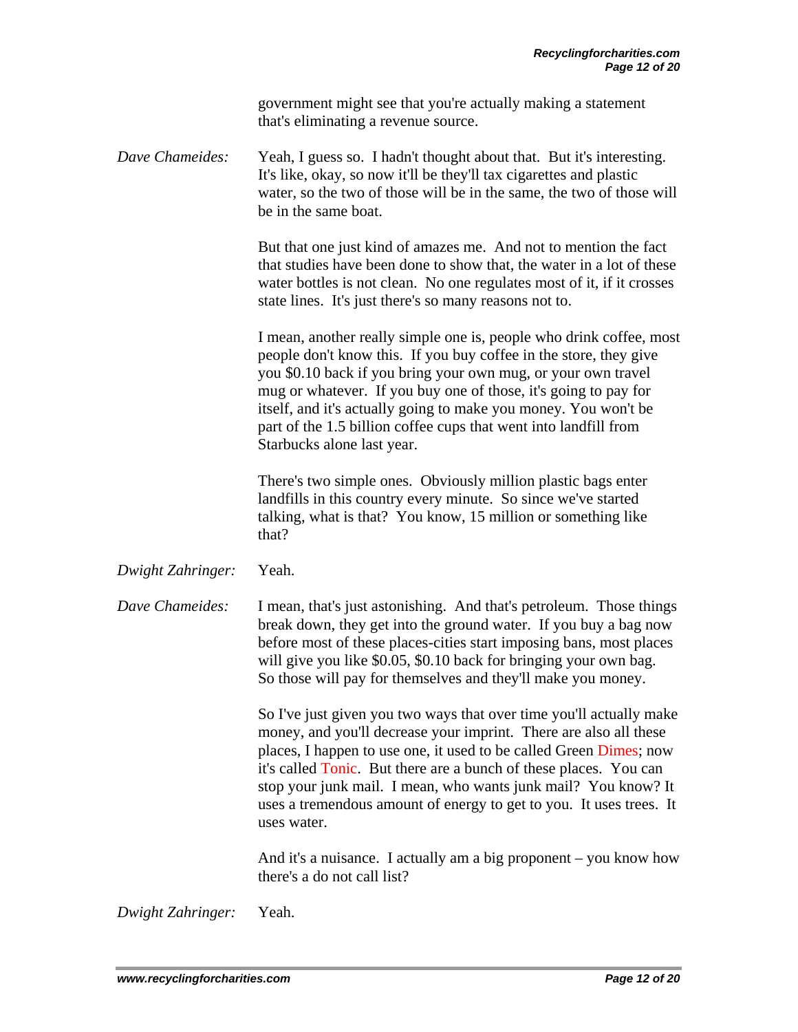government might see that you're actually making a statement that's eliminating a revenue source.

*Dave Chameides:* Yeah, I guess so. I hadn't thought about that. But it's interesting. It's like, okay, so now it'll be they'll tax cigarettes and plastic water, so the two of those will be in the same, the two of those will be in the same boat.

But that one just kind of amazes me. And not to mention the fact that studies have been done to show that, the water in a lot of these water bottles is not clean. No one regulates most of it, if it crosses state lines. It's just there's so many reasons not to.

I mean, another really simple one is, people who drink coffee, most people don't know this. If you buy coffee in the store, they give you $0.10 back if you bring your own mug, or your own travel mug or whatever. If you buy one of those, it's going to pay for itself, and it's actually going to make you money. You won't be part of the 1.5 billion coffee cups that went into landfill from Starbucks alone last year.

There's two simple ones. Obviously million plastic bags enter landfills in this country every minute. So since we've started talking, what is that? You know, 15 million or something like that?

*Dwight Zahringer:* Yeah.

*Dave Chameides:* I mean, that's just astonishing. And that's petroleum. Those things break down, they get into the ground water. If you buy a bag now before most of these places-cities start imposing bans, most places will give you like $0.05, $0.10 back for bringing your own bag. So those will pay for themselves and they'll make you money.

So I've just given you two ways that over time you'll actually make money, and you'll decrease your imprint. There are also all these places, I happen to use one, it used to be called Green Dimes; now it's called Tonic. But there are a bunch of these places. You can stop your junk mail. I mean, who wants junk mail? You know? It uses a tremendous amount of energy to get to you. It uses trees. It uses water.

And it's a nuisance. I actually am a big proponent – you know how there's a do not call list?

*Dwight Zahringer:* Yeah.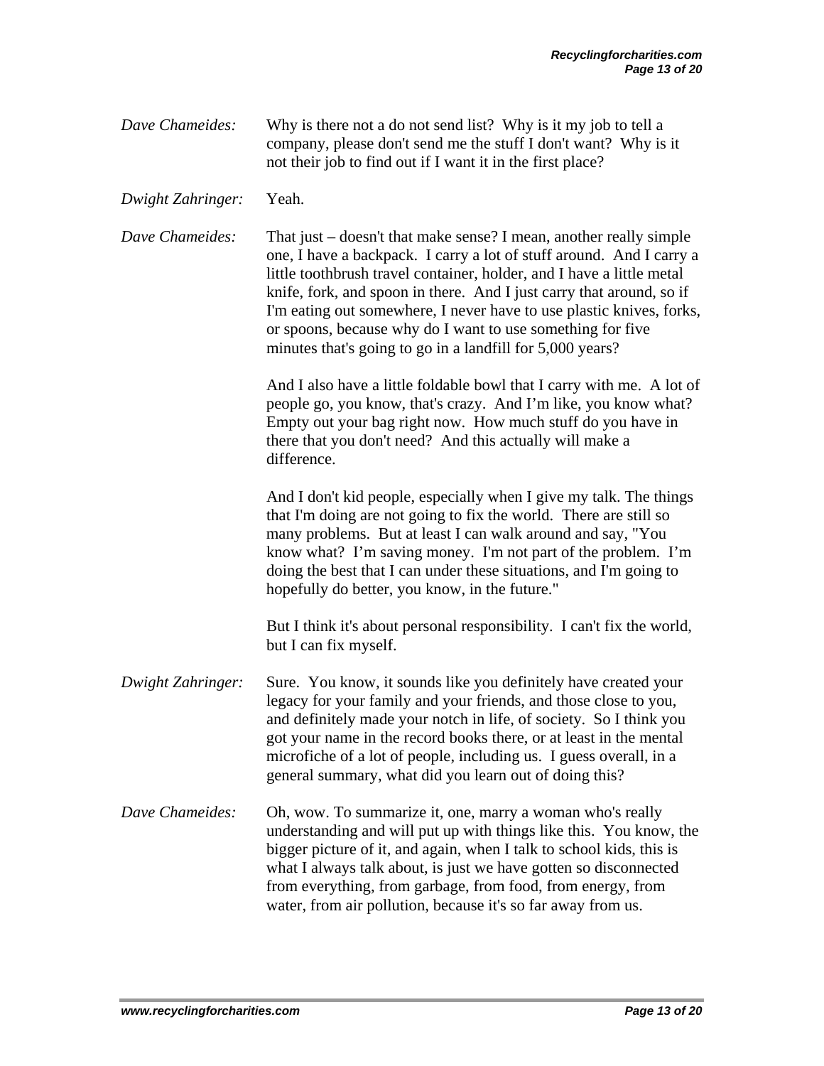*Dave Chameides:* Why is there not a do not send list? Why is it my job to tell a company, please don't send me the stuff I don't want? Why is it not their job to find out if I want it in the first place?

*Dwight Zahringer:* Yeah.

*Dave Chameides:* That just – doesn't that make sense? I mean, another really simple one, I have a backpack. I carry a lot of stuff around. And I carry a little toothbrush travel container, holder, and I have a little metal knife, fork, and spoon in there. And I just carry that around, so if I'm eating out somewhere, I never have to use plastic knives, forks, or spoons, because why do I want to use something for five minutes that's going to go in a landfill for 5,000 years?

And I also have a little foldable bowl that I carry with me. A lot of people go, you know, that's crazy. And I'm like, you know what? Empty out your bag right now. How much stuff do you have in there that you don't need? And this actually will make a difference.

And I don't kid people, especially when I give my talk. The things that I'm doing are not going to fix the world. There are still so many problems. But at least I can walk around and say, "You know what? I'm saving money. I'm not part of the problem. I'm doing the best that I can under these situations, and I'm going to hopefully do better, you know, in the future."

But I think it's about personal responsibility. I can't fix the world, but I can fix myself.

*Dwight Zahringer:* Sure. You know, it sounds like you definitely have created your legacy for your family and your friends, and those close to you, and definitely made your notch in life, of society. So I think you got your name in the record books there, or at least in the mental microfiche of a lot of people, including us. I guess overall, in a general summary, what did you learn out of doing this?

*Dave Chameides:* Oh, wow. To summarize it, one, marry a woman who's really understanding and will put up with things like this. You know, the bigger picture of it, and again, when I talk to school kids, this is what I always talk about, is just we have gotten so disconnected from everything, from garbage, from food, from energy, from water, from air pollution, because it's so far away from us.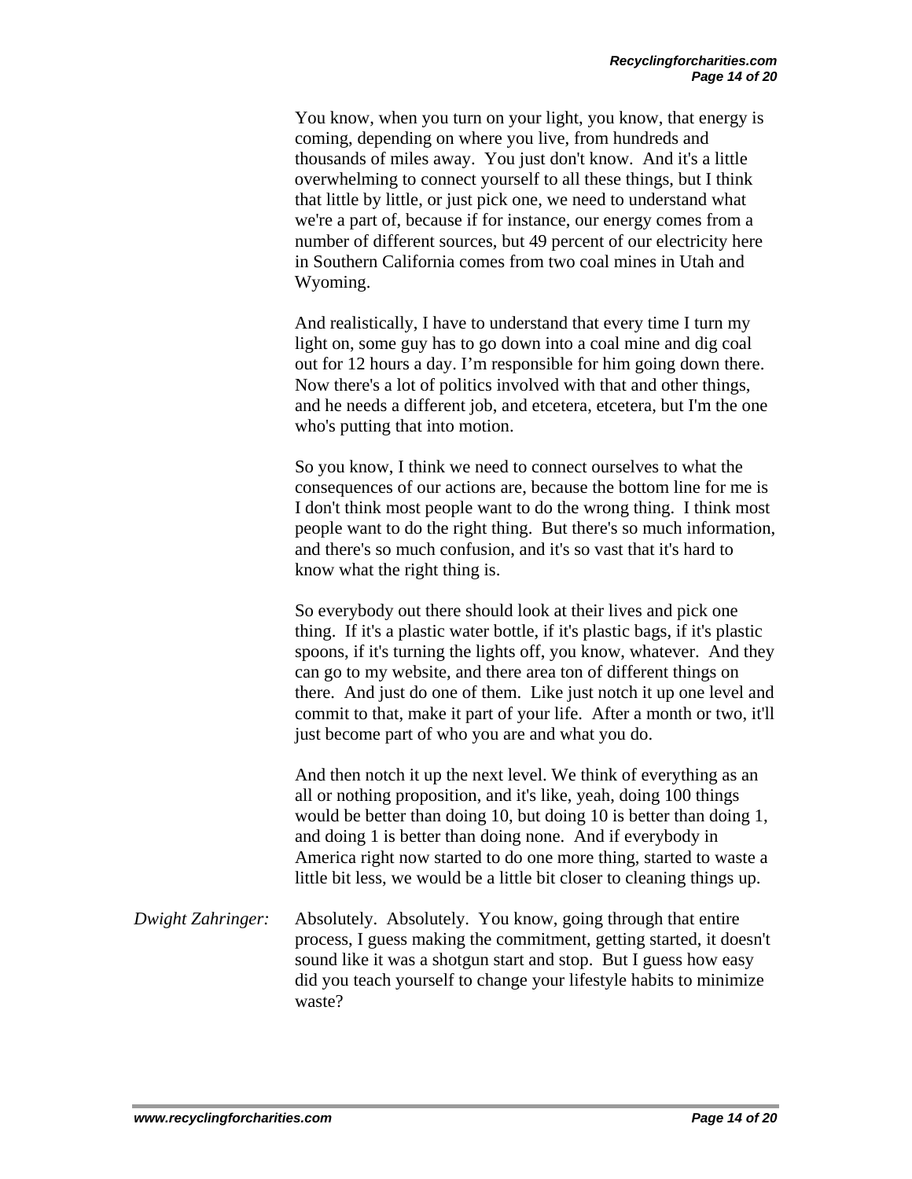You know, when you turn on your light, you know, that energy is coming, depending on where you live, from hundreds and thousands of miles away. You just don't know. And it's a little overwhelming to connect yourself to all these things, but I think that little by little, or just pick one, we need to understand what we're a part of, because if for instance, our energy comes from a number of different sources, but 49 percent of our electricity here in Southern California comes from two coal mines in Utah and Wyoming.

And realistically, I have to understand that every time I turn my light on, some guy has to go down into a coal mine and dig coal out for 12 hours a day. I'm responsible for him going down there. Now there's a lot of politics involved with that and other things, and he needs a different job, and etcetera, etcetera, but I'm the one who's putting that into motion.

So you know, I think we need to connect ourselves to what the consequences of our actions are, because the bottom line for me is I don't think most people want to do the wrong thing. I think most people want to do the right thing. But there's so much information, and there's so much confusion, and it's so vast that it's hard to know what the right thing is.

So everybody out there should look at their lives and pick one thing. If it's a plastic water bottle, if it's plastic bags, if it's plastic spoons, if it's turning the lights off, you know, whatever. And they can go to my website, and there area ton of different things on there. And just do one of them. Like just notch it up one level and commit to that, make it part of your life. After a month or two, it'll just become part of who you are and what you do.

And then notch it up the next level. We think of everything as an all or nothing proposition, and it's like, yeah, doing 100 things would be better than doing 10, but doing 10 is better than doing 1, and doing 1 is better than doing none. And if everybody in America right now started to do one more thing, started to waste a little bit less, we would be a little bit closer to cleaning things up.

*Dwight Zahringer:* Absolutely. Absolutely. You know, going through that entire process, I guess making the commitment, getting started, it doesn't sound like it was a shotgun start and stop. But I guess how easy did you teach yourself to change your lifestyle habits to minimize waste?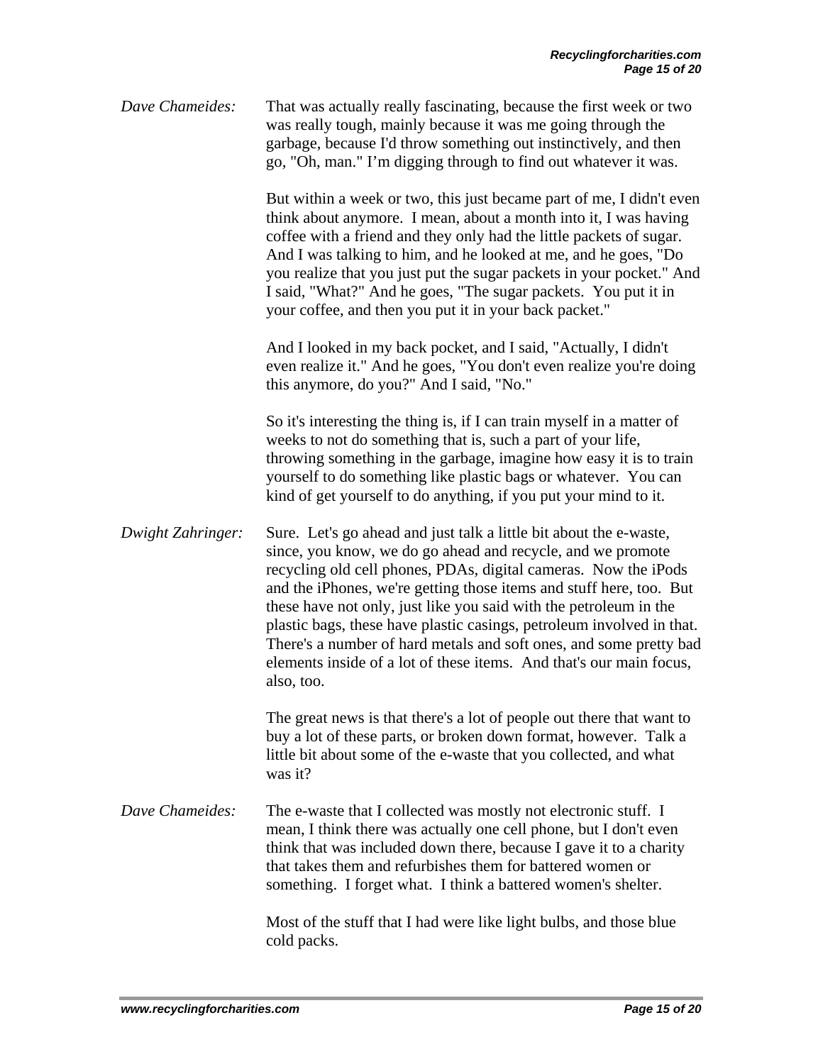*Dave Chameides:* That was actually really fascinating, because the first week or two was really tough, mainly because it was me going through the garbage, because I'd throw something out instinctively, and then go, "Oh, man." I'm digging through to find out whatever it was.

But within a week or two, this just became part of me, I didn't even think about anymore. I mean, about a month into it, I was having coffee with a friend and they only had the little packets of sugar. And I was talking to him, and he looked at me, and he goes, "Do you realize that you just put the sugar packets in your pocket." And I said, "What?" And he goes, "The sugar packets. You put it in your coffee, and then you put it in your back packet."

And I looked in my back pocket, and I said, "Actually, I didn't even realize it." And he goes, "You don't even realize you're doing this anymore, do you?" And I said, "No."

So it's interesting the thing is, if I can train myself in a matter of weeks to not do something that is, such a part of your life, throwing something in the garbage, imagine how easy it is to train yourself to do something like plastic bags or whatever. You can kind of get yourself to do anything, if you put your mind to it.

*Dwight Zahringer:* Sure. Let's go ahead and just talk a little bit about the e-waste, since, you know, we do go ahead and recycle, and we promote recycling old cell phones, PDAs, digital cameras. Now the iPods and the iPhones, we're getting those items and stuff here, too. But these have not only, just like you said with the petroleum in the plastic bags, these have plastic casings, petroleum involved in that. There's a number of hard metals and soft ones, and some pretty bad elements inside of a lot of these items. And that's our main focus, also, too.

The great news is that there's a lot of people out there that want to buy a lot of these parts, or broken down format, however. Talk a little bit about some of the e-waste that you collected, and what was it?

*Dave Chameides:* The e-waste that I collected was mostly not electronic stuff. I mean, I think there was actually one cell phone, but I don't even think that was included down there, because I gave it to a charity that takes them and refurbishes them for battered women or something. I forget what. I think a battered women's shelter.

Most of the stuff that I had were like light bulbs, and those blue cold packs.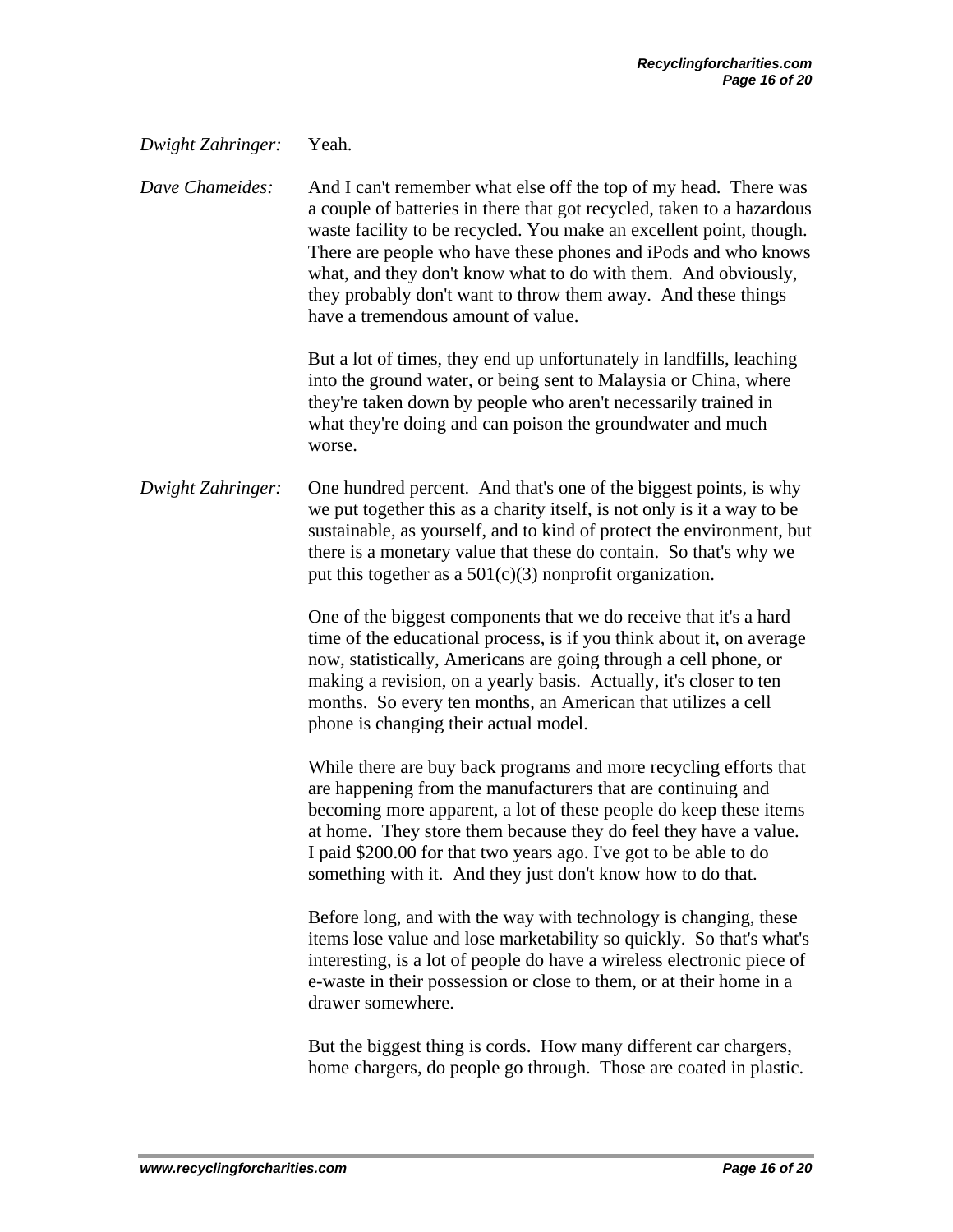*Dwight Zahringer:* Yeah.

*Dave Chameides:* And I can't remember what else off the top of my head. There was a couple of batteries in there that got recycled, taken to a hazardous waste facility to be recycled. You make an excellent point, though. There are people who have these phones and iPods and who knows what, and they don't know what to do with them. And obviously, they probably don't want to throw them away. And these things have a tremendous amount of value.

But a lot of times, they end up unfortunately in landfills, leaching into the ground water, or being sent to Malaysia or China, where they're taken down by people who aren't necessarily trained in what they're doing and can poison the groundwater and much worse.

*Dwight Zahringer:* One hundred percent. And that's one of the biggest points, is why we put together this as a charity itself, is not only is it a way to be sustainable, as yourself, and to kind of protect the environment, but there is a monetary value that these do contain. So that's why we put this together as a 501(c)(3) nonprofit organization.

One of the biggest components that we do receive that it's a hard time of the educational process, is if you think about it, on average now, statistically, Americans are going through a cell phone, or making a revision, on a yearly basis. Actually, it's closer to ten months. So every ten months, an American that utilizes a cell phone is changing their actual model.

While there are buy back programs and more recycling efforts that are happening from the manufacturers that are continuing and becoming more apparent, a lot of these people do keep these items at home. They store them because they do feel they have a value. I paid $200.00 for that two years ago. I've got to be able to do something with it. And they just don't know how to do that.

Before long, and with the way with technology is changing, these items lose value and lose marketability so quickly. So that's what's interesting, is a lot of people do have a wireless electronic piece of e-waste in their possession or close to them, or at their home in a drawer somewhere.

But the biggest thing is cords. How many different car chargers, home chargers, do people go through. Those are coated in plastic.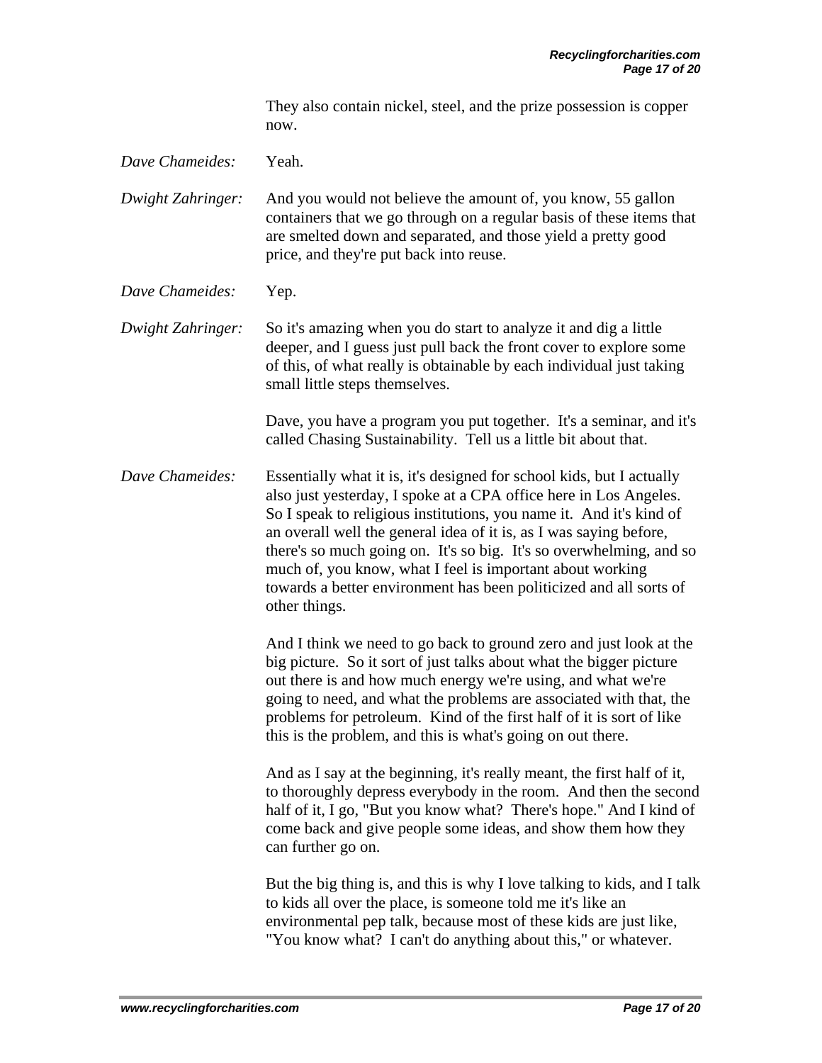They also contain nickel, steel, and the prize possession is copper now.

*Dave Chameides:* Yeah.

*Dwight Zahringer:* And you would not believe the amount of, you know, 55 gallon containers that we go through on a regular basis of these items that are smelted down and separated, and those yield a pretty good price, and they're put back into reuse.

*Dave Chameides:* Yep.

*Dwight Zahringer:* So it's amazing when you do start to analyze it and dig a little deeper, and I guess just pull back the front cover to explore some of this, of what really is obtainable by each individual just taking small little steps themselves.

Dave, you have a program you put together. It's a seminar, and it's called Chasing Sustainability. Tell us a little bit about that.

*Dave Chameides:* Essentially what it is, it's designed for school kids, but I actually also just yesterday, I spoke at a CPA office here in Los Angeles. So I speak to religious institutions, you name it. And it's kind of an overall well the general idea of it is, as I was saying before, there's so much going on. It's so big. It's so overwhelming, and so much of, you know, what I feel is important about working towards a better environment has been politicized and all sorts of other things.

And I think we need to go back to ground zero and just look at the big picture. So it sort of just talks about what the bigger picture out there is and how much energy we're using, and what we're going to need, and what the problems are associated with that, the problems for petroleum. Kind of the first half of it is sort of like this is the problem, and this is what's going on out there.

And as I say at the beginning, it's really meant, the first half of it, to thoroughly depress everybody in the room. And then the second half of it, I go, "But you know what? There's hope." And I kind of come back and give people some ideas, and show them how they can further go on.

But the big thing is, and this is why I love talking to kids, and I talk to kids all over the place, is someone told me it's like an environmental pep talk, because most of these kids are just like, "You know what? I can't do anything about this," or whatever.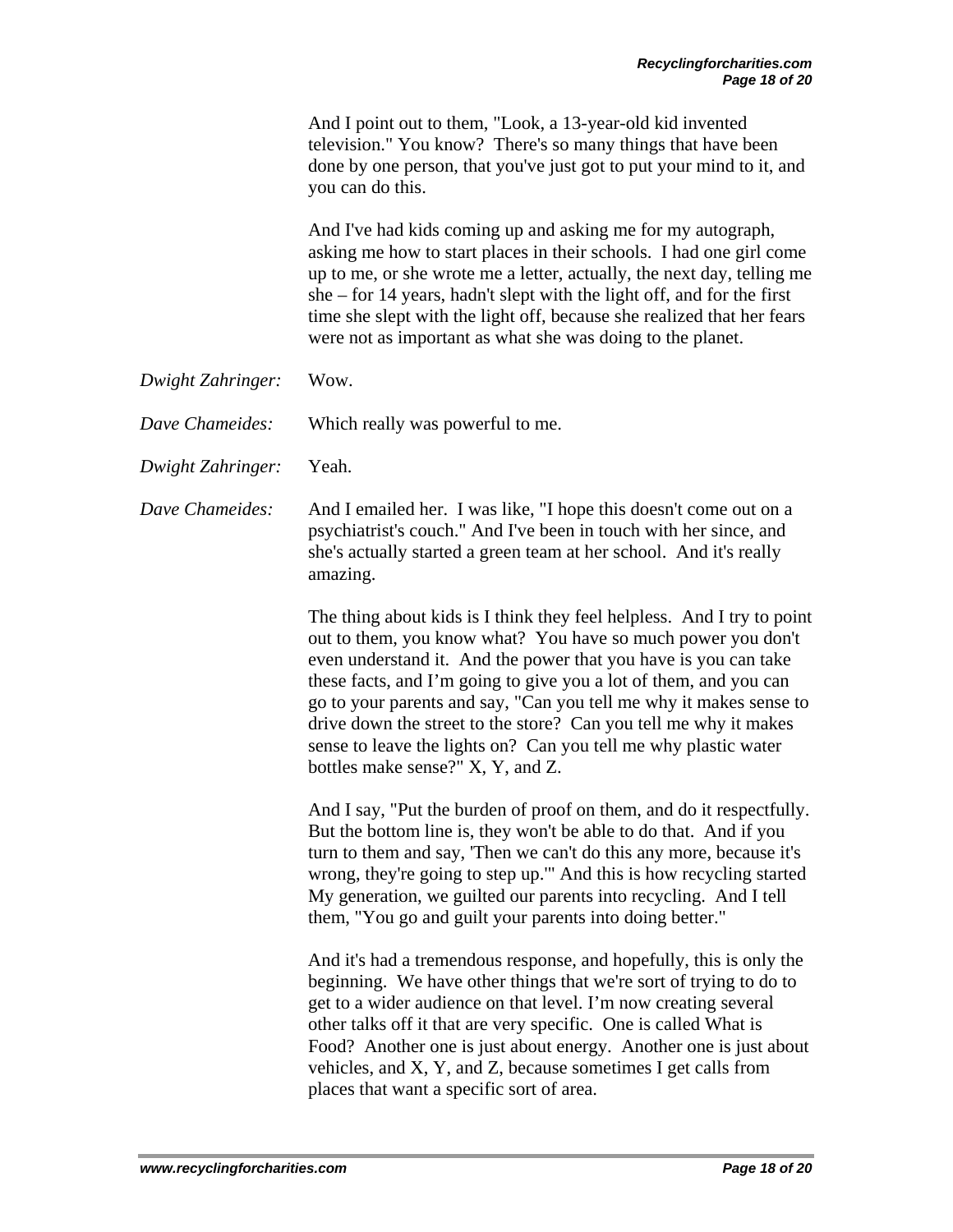And I point out to them, "Look, a 13-year-old kid invented television." You know? There's so many things that have been done by one person, that you've just got to put your mind to it, and you can do this.

And I've had kids coming up and asking me for my autograph, asking me how to start places in their schools. I had one girl come up to me, or she wrote me a letter, actually, the next day, telling me she – for 14 years, hadn't slept with the light off, and for the first time she slept with the light off, because she realized that her fears were not as important as what she was doing to the planet.

*Dwight Zahringer:* Wow.

*Dave Chameides:* Which really was powerful to me.

*Dwight Zahringer:* Yeah.

*Dave Chameides:* And I emailed her. I was like, "I hope this doesn't come out on a psychiatrist's couch." And I've been in touch with her since, and she's actually started a green team at her school. And it's really amazing.

The thing about kids is I think they feel helpless. And I try to point out to them, you know what? You have so much power you don't even understand it. And the power that you have is you can take these facts, and I'm going to give you a lot of them, and you can go to your parents and say, "Can you tell me why it makes sense to drive down the street to the store? Can you tell me why it makes sense to leave the lights on? Can you tell me why plastic water bottles make sense?" X, Y, and Z.

And I say, "Put the burden of proof on them, and do it respectfully. But the bottom line is, they won't be able to do that. And if you turn to them and say, 'Then we can't do this any more, because it's wrong, they're going to step up.'" And this is how recycling started My generation, we guilted our parents into recycling. And I tell them, "You go and guilt your parents into doing better."

And it's had a tremendous response, and hopefully, this is only the beginning. We have other things that we're sort of trying to do to get to a wider audience on that level. I'm now creating several other talks off it that are very specific. One is called What is Food? Another one is just about energy. Another one is just about vehicles, and X, Y, and Z, because sometimes I get calls from places that want a specific sort of area.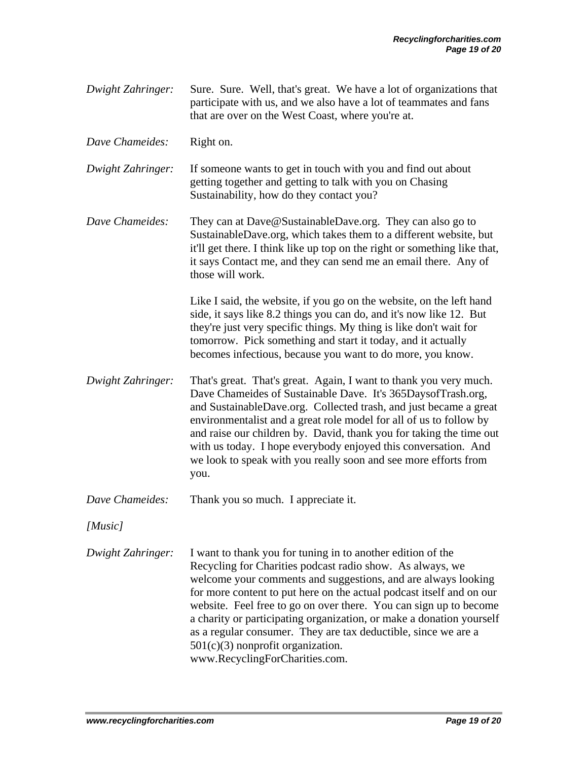*Dwight Zahringer:* Sure. Sure. Well, that's great. We have a lot of organizations that participate with us, and we also have a lot of teammates and fans that are over on the West Coast, where you're at.

*Dave Chameides:* Right on.

*Dwight Zahringer:* If someone wants to get in touch with you and find out about getting together and getting to talk with you on Chasing Sustainability, how do they contact you?

*Dave Chameides:* They can at Dave@SustainableDave.org. They can also go to SustainableDave.org, which takes them to a different website, but it'll get there. I think like up top on the right or something like that, it says Contact me, and they can send me an email there. Any of those will work.

Like I said, the website, if you go on the website, on the left hand side, it says like 8.2 things you can do, and it's now like 12. But they're just very specific things. My thing is like don't wait for tomorrow. Pick something and start it today, and it actually becomes infectious, because you want to do more, you know.

*Dwight Zahringer:* That's great. That's great. Again, I want to thank you very much. Dave Chameides of Sustainable Dave. It's 365DaysofTrash.org, and SustainableDave.org. Collected trash, and just became a great environmentalist and a great role model for all of us to follow by and raise our children by. David, thank you for taking the time out with us today. I hope everybody enjoyed this conversation. And we look to speak with you really soon and see more efforts from you.

*Dave Chameides:* Thank you so much. I appreciate it.

*[Music]*

*Dwight Zahringer:* I want to thank you for tuning in to another edition of the Recycling for Charities podcast radio show. As always, we welcome your comments and suggestions, and are always looking for more content to put here on the actual podcast itself and on our website. Feel free to go on over there. You can sign up to become a charity or participating organization, or make a donation yourself as a regular consumer. They are tax deductible, since we are a 501(c)(3) nonprofit organization. www.RecyclingForCharities.com.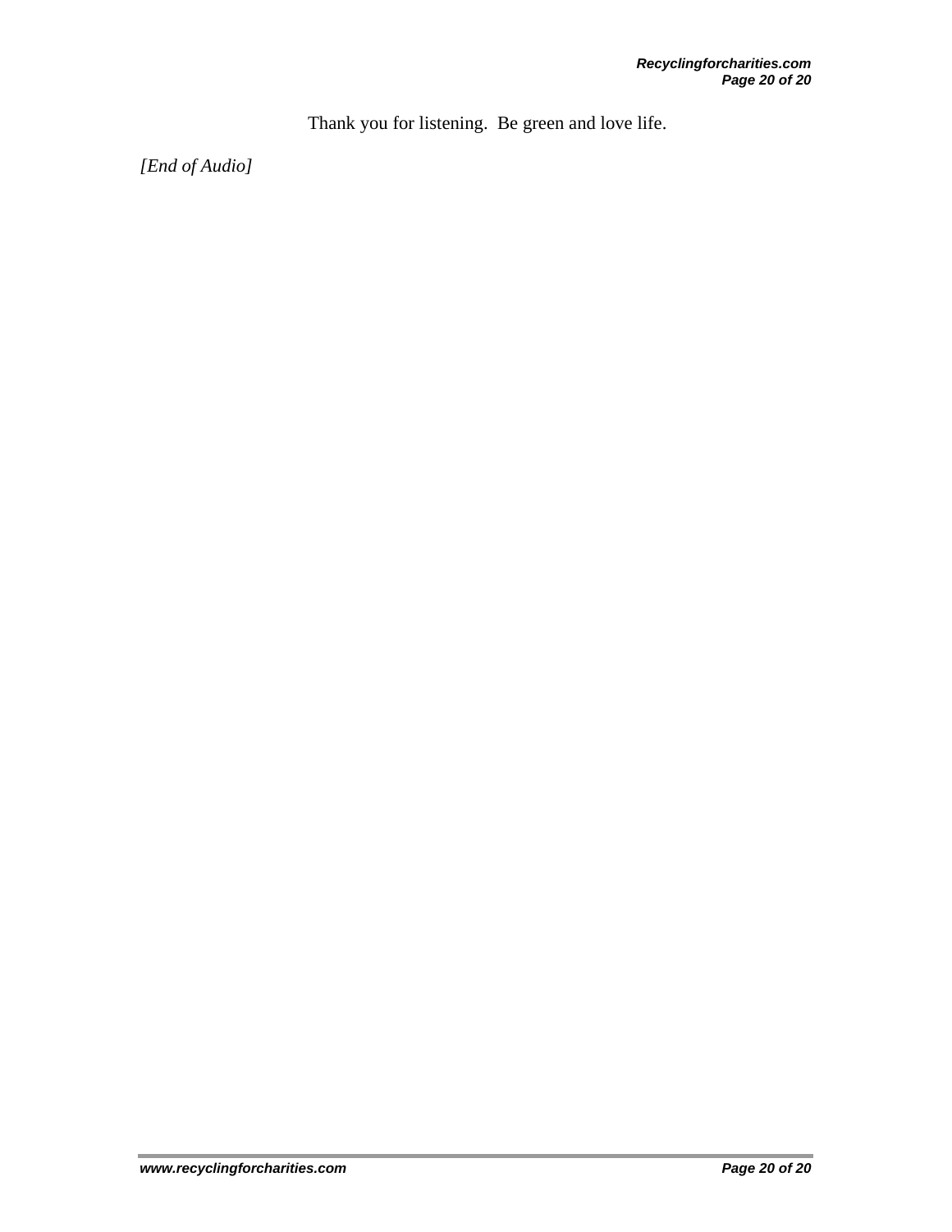Thank you for listening. Be green and love life.

*[End of Audio]*